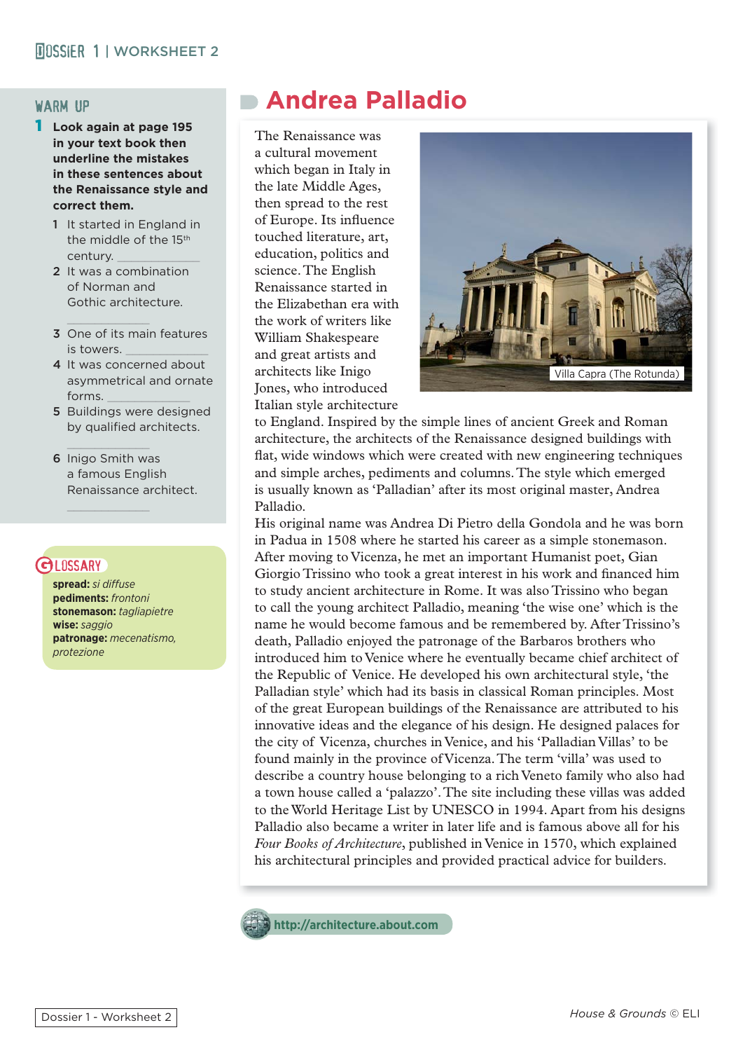DOSSIER 1 | WORKSHEET 2

## WARM UP

**1 Look again at page 195 in your text book then underline the mistakes in these sentences about the Renaissance style and correct them.**

1. It started in England in the middle of the 15th century. ____________
2. It was a combination of Norman and Gothic architecture. ____________
3. One of its main features is towers. ____________
4. It was concerned about asymmetrical and ornate forms. ____________
5. Buildings were designed by qualified architects. ____________
6. Inigo Smith was a famous English Renaissance architect. ____________

## GLOSSARY

**spread:** *si diffuse*
**pediments:** *frontoni*
**stonemason:** *tagliapietre*
**wise:** *saggio*
**patronage:** *mecenatismo, protezione*

# Andrea Palladio

Villa Capra (The Rotunda)

The Renaissance was a cultural movement which began in Italy in the late Middle Ages, then spread to the rest of Europe. Its influence touched literature, art, education, politics and science. The English Renaissance started in the Elizabethan era with the work of writers like William Shakespeare and great artists and architects like Inigo Jones, who introduced Italian style architecture to England. Inspired by the simple lines of ancient Greek and Roman architecture, the architects of the Renaissance designed buildings with flat, wide windows which were created with new engineering techniques and simple arches, pediments and columns. The style which emerged is usually known as 'Palladian' after its most original master, Andrea Palladio.

His original name was Andrea Di Pietro della Gondola and he was born in Padua in 1508 where he started his career as a simple stonemason. After moving to Vicenza, he met an important Humanist poet, Gian Giorgio Trissino who took a great interest in his work and financed him to study ancient architecture in Rome. It was also Trissino who began to call the young architect Palladio, meaning 'the wise one' which is the name he would become famous and be remembered by. After Trissino's death, Palladio enjoyed the patronage of the Barbaros brothers who introduced him to Venice where he eventually became chief architect of the Republic of Venice. He developed his own architectural style, 'the Palladian style' which had its basis in classical Roman principles. Most of the great European buildings of the Renaissance are attributed to his innovative ideas and the elegance of his design. He designed palaces for the city of Vicenza, churches in Venice, and his 'Palladian Villas' to be found mainly in the province of Vicenza. The term 'villa' was used to describe a country house belonging to a rich Veneto family who also had a town house called a 'palazzo'. The site including these villas was added to the World Heritage List by UNESCO in 1994. Apart from his designs Palladio also became a writer in later life and is famous above all for his *Four Books of Architecture*, published in Venice in 1570, which explained his architectural principles and provided practical advice for builders.

http://architecture.about.com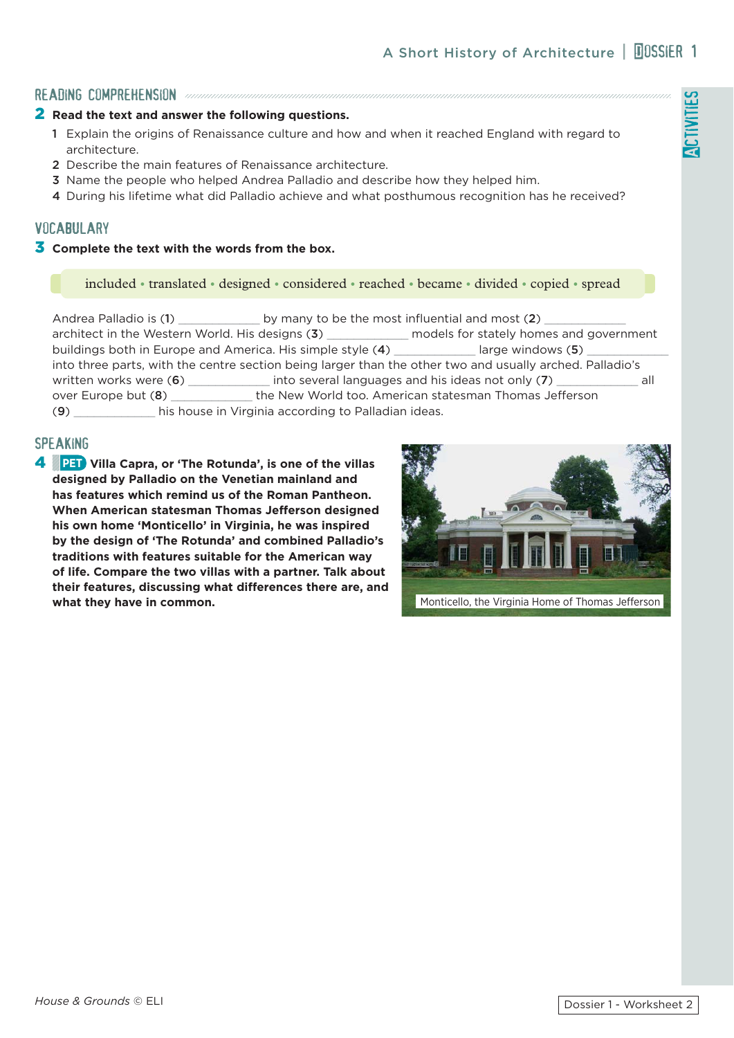## READING COMPREHENSION

**2 Read the text and answer the following questions.**

1 Explain the origins of Renaissance culture and how and when it reached England with regard to architecture.
2 Describe the main features of Renaissance architecture.
3 Name the people who helped Andrea Palladio and describe how they helped him.
4 During his lifetime what did Palladio achieve and what posthumous recognition has he received?

## VOCABULARY

**3 Complete the text with the words from the box.**

included • translated • designed • considered • reached • became • divided • copied • spread

Andrea Palladio is (**1**) ____________ by many to be the most influential and most (**2**) ____________ architect in the Western World. His designs (**3**) ____________ models for stately homes and government buildings both in Europe and America. His simple style (**4**) ____________ large windows (**5**) ____________ into three parts, with the centre section being larger than the other two and usually arched. Palladio's written works were (**6**) ____________ into several languages and his ideas not only (**7**) ____________ all over Europe but (**8**) ____________ the New World too. American statesman Thomas Jefferson (**9**) ____________ his house in Virginia according to Palladian ideas.

## SPEAKING

**4 PET Villa Capra, or 'The Rotunda', is one of the villas designed by Palladio on the Venetian mainland and has features which remind us of the Roman Pantheon. When American statesman Thomas Jefferson designed his own home 'Monticello' in Virginia, he was inspired by the design of 'The Rotunda' and combined Palladio's traditions with features suitable for the American way of life. Compare the two villas with a partner. Talk about their features, discussing what differences there are, and what they have in common.**

Monticello, the Virginia Home of Thomas Jefferson